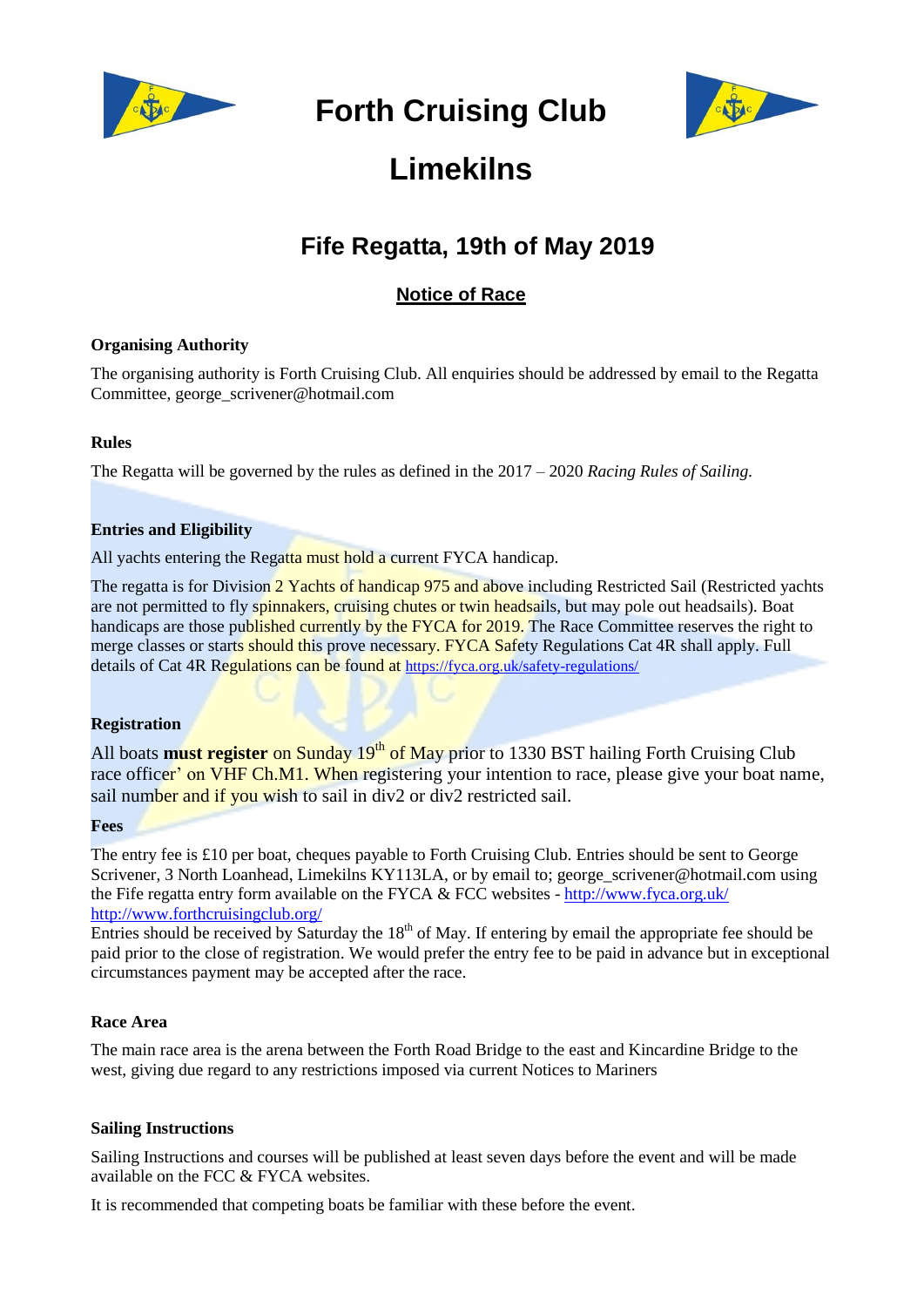# Forth Cruising Club

# Limekilns

## Fife Regatta, 19th of May 2019

### Notice of Race

**Organising Authority**

The organising authority is Forth Cruising Club. All enquiries should be addressed by email to the Regatta Committee, george_scrivener@hotmail.com

**Rules**

The Regatta will be governed by the rules as defined in the 2017 – 2020 *Racing Rules of Sailing.*

**Entries and Eligibility**

All yachts entering the Regatta must hold a current FYCA handicap.

The regatta is for Division 2 Yachts of handicap 975 and above including Restricted Sail (Restricted yachts are not permitted to fly spinnakers, cruising chutes or twin headsails, but may pole out headsails). Boat handicaps are those published currently by the FYCA for 2019. The Race Committee reserves the right to merge classes or starts should this prove necessary. FYCA Safety Regulations Cat 4R shall apply. Full details of Cat 4R Regulations can be found at https://fyca.org.uk/safety-regulations/

**Registration**

All boats **must register** on Sunday 19th of May prior to 1330 BST hailing Forth Cruising Club race officer' on VHF Ch.M1. When registering your intention to race, please give your boat name, sail number and if you wish to sail in div2 or div2 restricted sail.

**Fees**

The entry fee is £10 per boat, cheques payable to Forth Cruising Club. Entries should be sent to George Scrivener, 3 North Loanhead, Limekilns KY113LA, or by email to; george_scrivener@hotmail.com using the Fife regatta entry form available on the FYCA & FCC websites - http://www.fyca.org.uk/ http://www.forthcruisingclub.org/
Entries should be received by Saturday the 18th of May. If entering by email the appropriate fee should be paid prior to the close of registration. We would prefer the entry fee to be paid in advance but in exceptional circumstances payment may be accepted after the race.

**Race Area**

The main race area is the arena between the Forth Road Bridge to the east and Kincardine Bridge to the west, giving due regard to any restrictions imposed via current Notices to Mariners

**Sailing Instructions**

Sailing Instructions and courses will be published at least seven days before the event and will be made available on the FCC & FYCA websites.

It is recommended that competing boats be familiar with these before the event.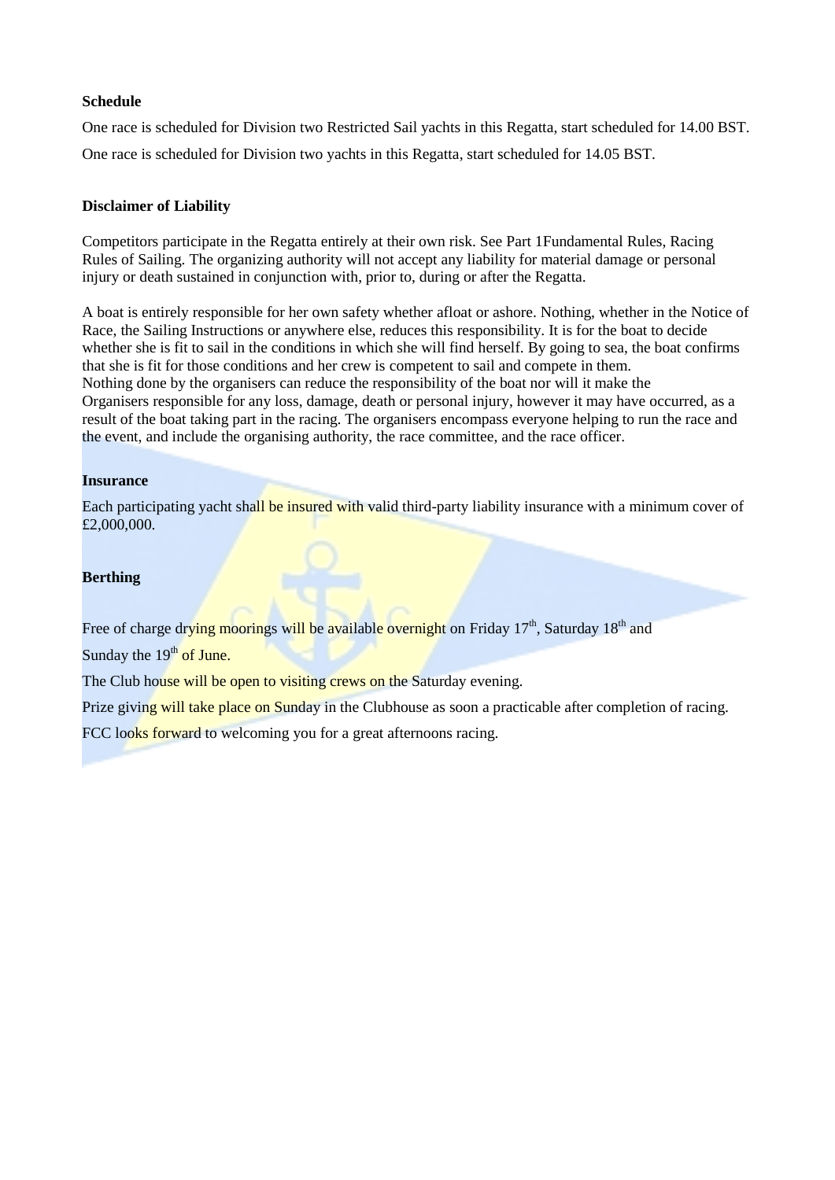**Schedule**

One race is scheduled for Division two Restricted Sail yachts in this Regatta, start scheduled for 14.00 BST.

One race is scheduled for Division two yachts in this Regatta, start scheduled for 14.05 BST.

**Disclaimer of Liability**

Competitors participate in the Regatta entirely at their own risk. See Part 1Fundamental Rules, Racing Rules of Sailing. The organizing authority will not accept any liability for material damage or personal injury or death sustained in conjunction with, prior to, during or after the Regatta.

A boat is entirely responsible for her own safety whether afloat or ashore. Nothing, whether in the Notice of Race, the Sailing Instructions or anywhere else, reduces this responsibility. It is for the boat to decide whether she is fit to sail in the conditions in which she will find herself. By going to sea, the boat confirms that she is fit for those conditions and her crew is competent to sail and compete in them.
Nothing done by the organisers can reduce the responsibility of the boat nor will it make the Organisers responsible for any loss, damage, death or personal injury, however it may have occurred, as a result of the boat taking part in the racing. The organisers encompass everyone helping to run the race and the event, and include the organising authority, the race committee, and the race officer.

**Insurance**

Each participating yacht shall be insured with valid third-party liability insurance with a minimum cover of £2,000,000.

**Berthing**

Free of charge drying moorings will be available overnight on Friday 17th, Saturday 18th and Sunday the 19th of June.

The Club house will be open to visiting crews on the Saturday evening.

Prize giving will take place on Sunday in the Clubhouse as soon a practicable after completion of racing.

FCC looks forward to welcoming you for a great afternoons racing.